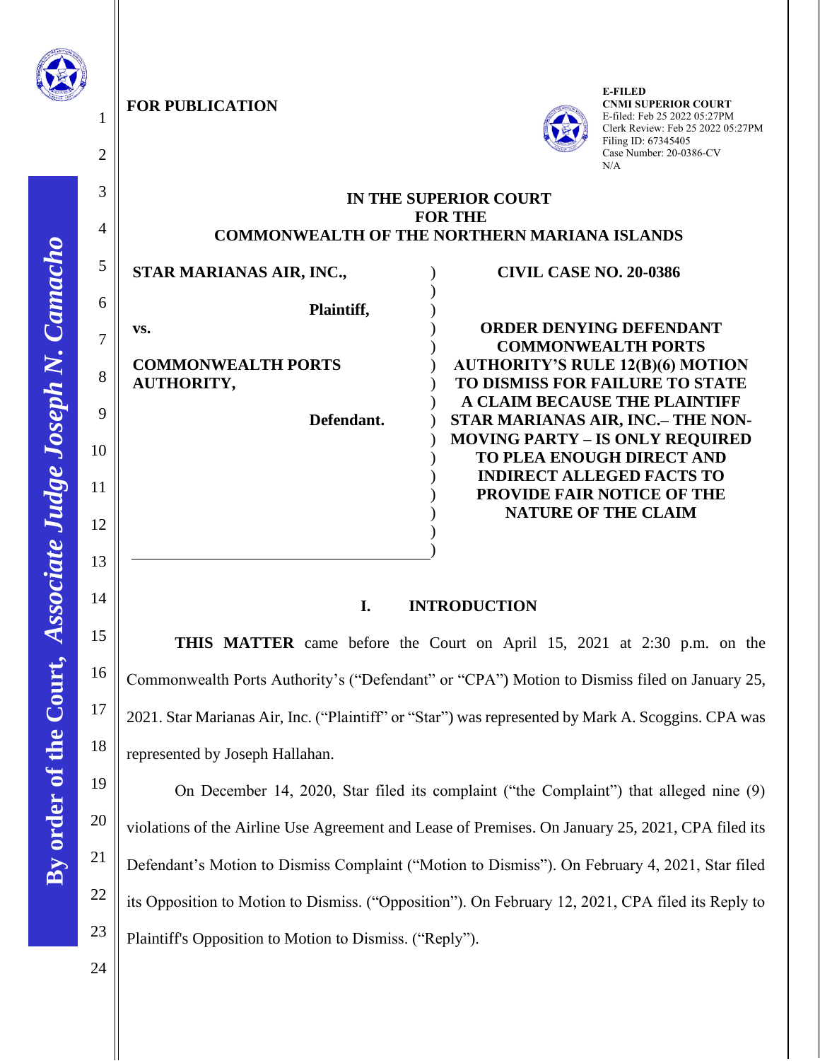**FOR PUBLICATION**

E-FILED
CNMI SUPERIOR COURT
E-filed: Feb 25 2022 05:27PM
Clerk Review: Feb 25 2022 05:27PM
Filing ID: 67345405
Case Number: 20-0386-CV
N/A

**IN THE SUPERIOR COURT**
**FOR THE**
**COMMONWEALTH OF THE NORTHERN MARIANA ISLANDS**

| | |
|---|---|
| **STAR MARIANAS AIR, INC.,**<br><br>**Plaintiff,**<br><br>**vs.**<br><br>**COMMONWEALTH PORTS AUTHORITY,**<br><br>**Defendant.** | **CIVIL CASE NO. 20-0386**<br><br>**ORDER DENYING DEFENDANT COMMONWEALTH PORTS AUTHORITY'S RULE 12(B)(6) MOTION TO DISMISS FOR FAILURE TO STATE A CLAIM BECAUSE THE PLAINTIFF STAR MARIANAS AIR, INC.– THE NON-MOVING PARTY – IS ONLY REQUIRED TO PLEA ENOUGH DIRECT AND INDIRECT ALLEGED FACTS TO PROVIDE FAIR NOTICE OF THE NATURE OF THE CLAIM** |

## I. INTRODUCTION

**THIS MATTER** came before the Court on April 15, 2021 at 2:30 p.m. on the Commonwealth Ports Authority's ("Defendant" or "CPA") Motion to Dismiss filed on January 25, 2021. Star Marianas Air, Inc. ("Plaintiff" or "Star") was represented by Mark A. Scoggins. CPA was represented by Joseph Hallahan.

On December 14, 2020, Star filed its complaint ("the Complaint") that alleged nine (9) violations of the Airline Use Agreement and Lease of Premises. On January 25, 2021, CPA filed its Defendant's Motion to Dismiss Complaint ("Motion to Dismiss"). On February 4, 2021, Star filed its Opposition to Motion to Dismiss. ("Opposition"). On February 12, 2021, CPA filed its Reply to Plaintiff's Opposition to Motion to Dismiss. ("Reply").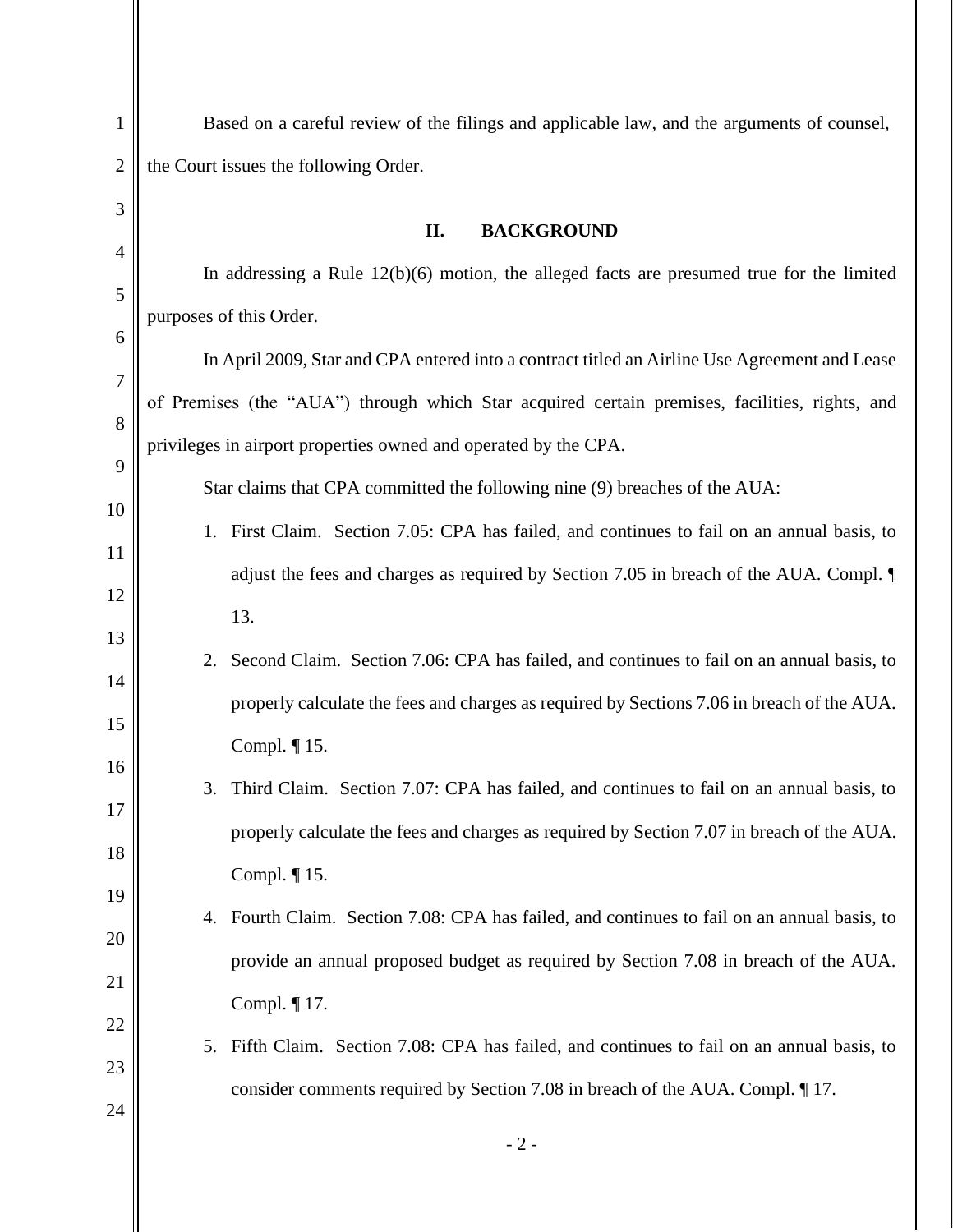Based on a careful review of the filings and applicable law, and the arguments of counsel, the Court issues the following Order.

## II. BACKGROUND

In addressing a Rule 12(b)(6) motion, the alleged facts are presumed true for the limited purposes of this Order.

In April 2009, Star and CPA entered into a contract titled an Airline Use Agreement and Lease of Premises (the "AUA") through which Star acquired certain premises, facilities, rights, and privileges in airport properties owned and operated by the CPA.

Star claims that CPA committed the following nine (9) breaches of the AUA:

1. First Claim. Section 7.05: CPA has failed, and continues to fail on an annual basis, to adjust the fees and charges as required by Section 7.05 in breach of the AUA. Compl. ¶ 13.
2. Second Claim. Section 7.06: CPA has failed, and continues to fail on an annual basis, to properly calculate the fees and charges as required by Sections 7.06 in breach of the AUA. Compl. ¶ 15.
3. Third Claim. Section 7.07: CPA has failed, and continues to fail on an annual basis, to properly calculate the fees and charges as required by Section 7.07 in breach of the AUA. Compl. ¶ 15.
4. Fourth Claim. Section 7.08: CPA has failed, and continues to fail on an annual basis, to provide an annual proposed budget as required by Section 7.08 in breach of the AUA. Compl. ¶ 17.
5. Fifth Claim. Section 7.08: CPA has failed, and continues to fail on an annual basis, to consider comments required by Section 7.08 in breach of the AUA. Compl. ¶ 17.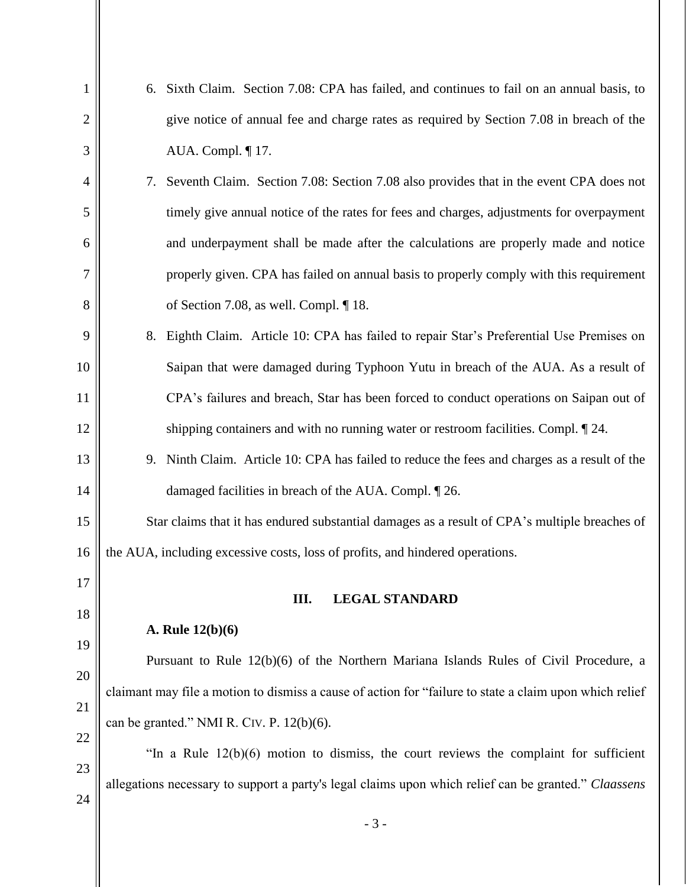6. Sixth Claim. Section 7.08: CPA has failed, and continues to fail on an annual basis, to give notice of annual fee and charge rates as required by Section 7.08 in breach of the AUA. Compl. ¶ 17.
7. Seventh Claim. Section 7.08: Section 7.08 also provides that in the event CPA does not timely give annual notice of the rates for fees and charges, adjustments for overpayment and underpayment shall be made after the calculations are properly made and notice properly given. CPA has failed on annual basis to properly comply with this requirement of Section 7.08, as well. Compl. ¶ 18.
8. Eighth Claim. Article 10: CPA has failed to repair Star's Preferential Use Premises on Saipan that were damaged during Typhoon Yutu in breach of the AUA. As a result of CPA's failures and breach, Star has been forced to conduct operations on Saipan out of shipping containers and with no running water or restroom facilities. Compl. ¶ 24.
9. Ninth Claim. Article 10: CPA has failed to reduce the fees and charges as a result of the damaged facilities in breach of the AUA. Compl. ¶ 26.

Star claims that it has endured substantial damages as a result of CPA's multiple breaches of the AUA, including excessive costs, loss of profits, and hindered operations.

## III. LEGAL STANDARD

### A. Rule 12(b)(6)

Pursuant to Rule 12(b)(6) of the Northern Mariana Islands Rules of Civil Procedure, a claimant may file a motion to dismiss a cause of action for "failure to state a claim upon which relief can be granted." NMI R. CIV. P. 12(b)(6).

"In a Rule 12(b)(6) motion to dismiss, the court reviews the complaint for sufficient allegations necessary to support a party's legal claims upon which relief can be granted." *Claassens*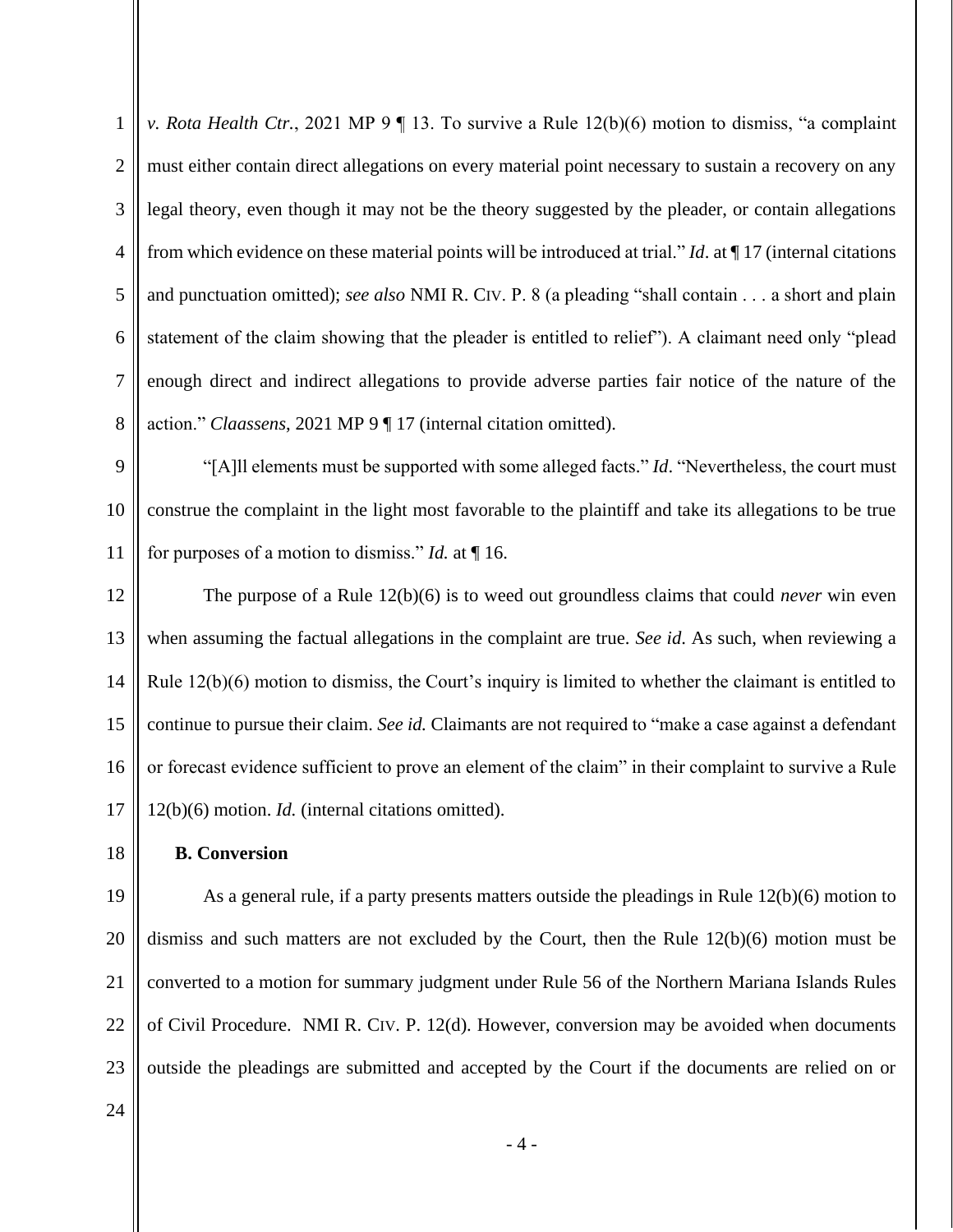*v. Rota Health Ctr.*, 2021 MP 9 ¶ 13. To survive a Rule 12(b)(6) motion to dismiss, "a complaint must either contain direct allegations on every material point necessary to sustain a recovery on any legal theory, even though it may not be the theory suggested by the pleader, or contain allegations from which evidence on these material points will be introduced at trial." *Id*. at ¶ 17 (internal citations and punctuation omitted); *see also* NMI R. CIV. P. 8 (a pleading "shall contain . . . a short and plain statement of the claim showing that the pleader is entitled to relief"). A claimant need only "plead enough direct and indirect allegations to provide adverse parties fair notice of the nature of the action." *Claassens*, 2021 MP 9 ¶ 17 (internal citation omitted).

"[A]ll elements must be supported with some alleged facts." *Id*. "Nevertheless, the court must construe the complaint in the light most favorable to the plaintiff and take its allegations to be true for purposes of a motion to dismiss." *Id.* at ¶ 16.

The purpose of a Rule 12(b)(6) is to weed out groundless claims that could *never* win even when assuming the factual allegations in the complaint are true. *See id*. As such, when reviewing a Rule 12(b)(6) motion to dismiss, the Court's inquiry is limited to whether the claimant is entitled to continue to pursue their claim. *See id.* Claimants are not required to "make a case against a defendant or forecast evidence sufficient to prove an element of the claim" in their complaint to survive a Rule 12(b)(6) motion. *Id.* (internal citations omitted).

**B. Conversion**

As a general rule, if a party presents matters outside the pleadings in Rule 12(b)(6) motion to dismiss and such matters are not excluded by the Court, then the Rule 12(b)(6) motion must be converted to a motion for summary judgment under Rule 56 of the Northern Mariana Islands Rules of Civil Procedure. NMI R. CIV. P. 12(d). However, conversion may be avoided when documents outside the pleadings are submitted and accepted by the Court if the documents are relied on or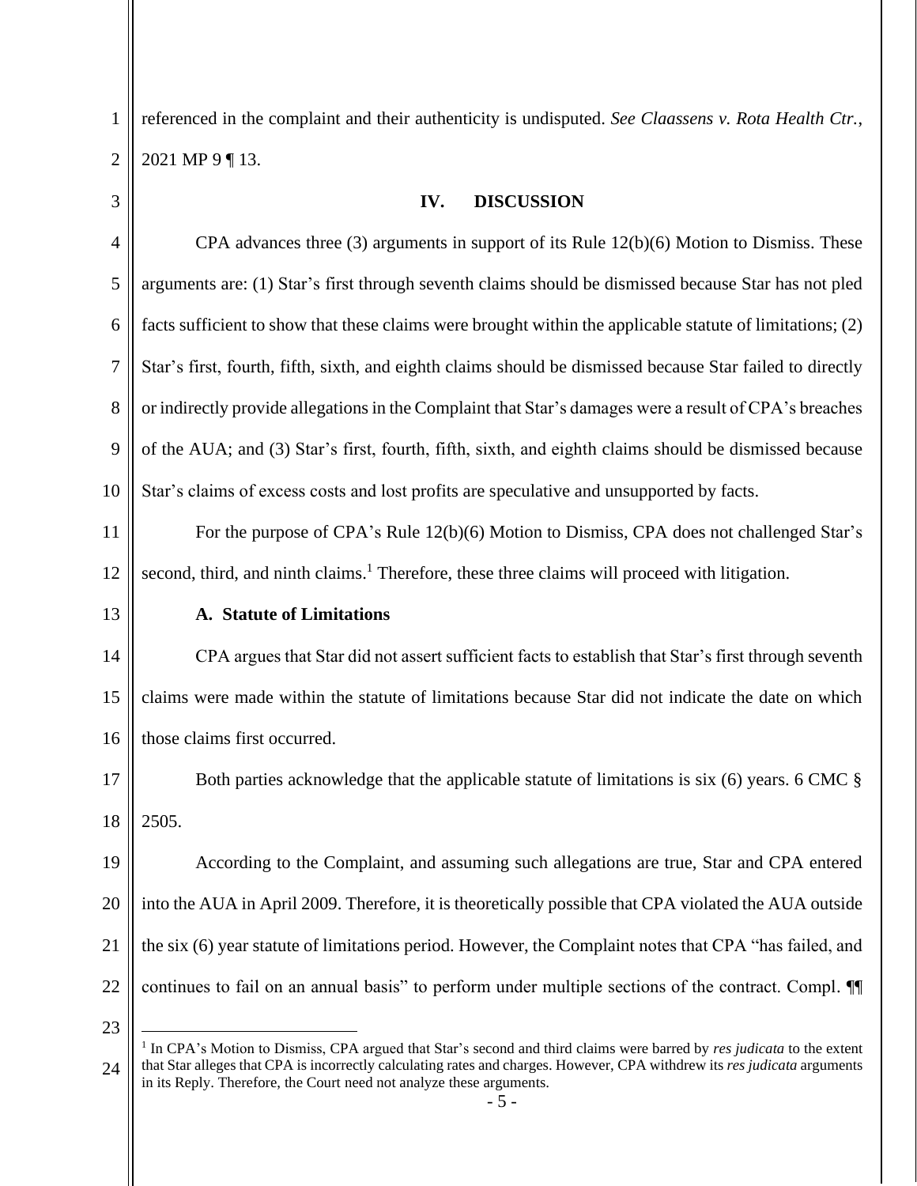referenced in the complaint and their authenticity is undisputed. *See Claassens v. Rota Health Ctr.*, 2021 MP 9 ¶ 13.

## IV. DISCUSSION

CPA advances three (3) arguments in support of its Rule 12(b)(6) Motion to Dismiss. These arguments are: (1) Star's first through seventh claims should be dismissed because Star has not pled facts sufficient to show that these claims were brought within the applicable statute of limitations; (2) Star's first, fourth, fifth, sixth, and eighth claims should be dismissed because Star failed to directly or indirectly provide allegations in the Complaint that Star's damages were a result of CPA's breaches of the AUA; and (3) Star's first, fourth, fifth, sixth, and eighth claims should be dismissed because Star's claims of excess costs and lost profits are speculative and unsupported by facts.

For the purpose of CPA's Rule 12(b)(6) Motion to Dismiss, CPA does not challenged Star's second, third, and ninth claims.[1] Therefore, these three claims will proceed with litigation.

### A. Statute of Limitations

CPA argues that Star did not assert sufficient facts to establish that Star's first through seventh claims were made within the statute of limitations because Star did not indicate the date on which those claims first occurred.

Both parties acknowledge that the applicable statute of limitations is six (6) years. 6 CMC § 2505.

According to the Complaint, and assuming such allegations are true, Star and CPA entered into the AUA in April 2009. Therefore, it is theoretically possible that CPA violated the AUA outside the six (6) year statute of limitations period. However, the Complaint notes that CPA "has failed, and continues to fail on an annual basis" to perform under multiple sections of the contract. Compl. ¶¶

---

[1] In CPA's Motion to Dismiss, CPA argued that Star's second and third claims were barred by *res judicata* to the extent that Star alleges that CPA is incorrectly calculating rates and charges. However, CPA withdrew its *res judicata* arguments in its Reply. Therefore, the Court need not analyze these arguments.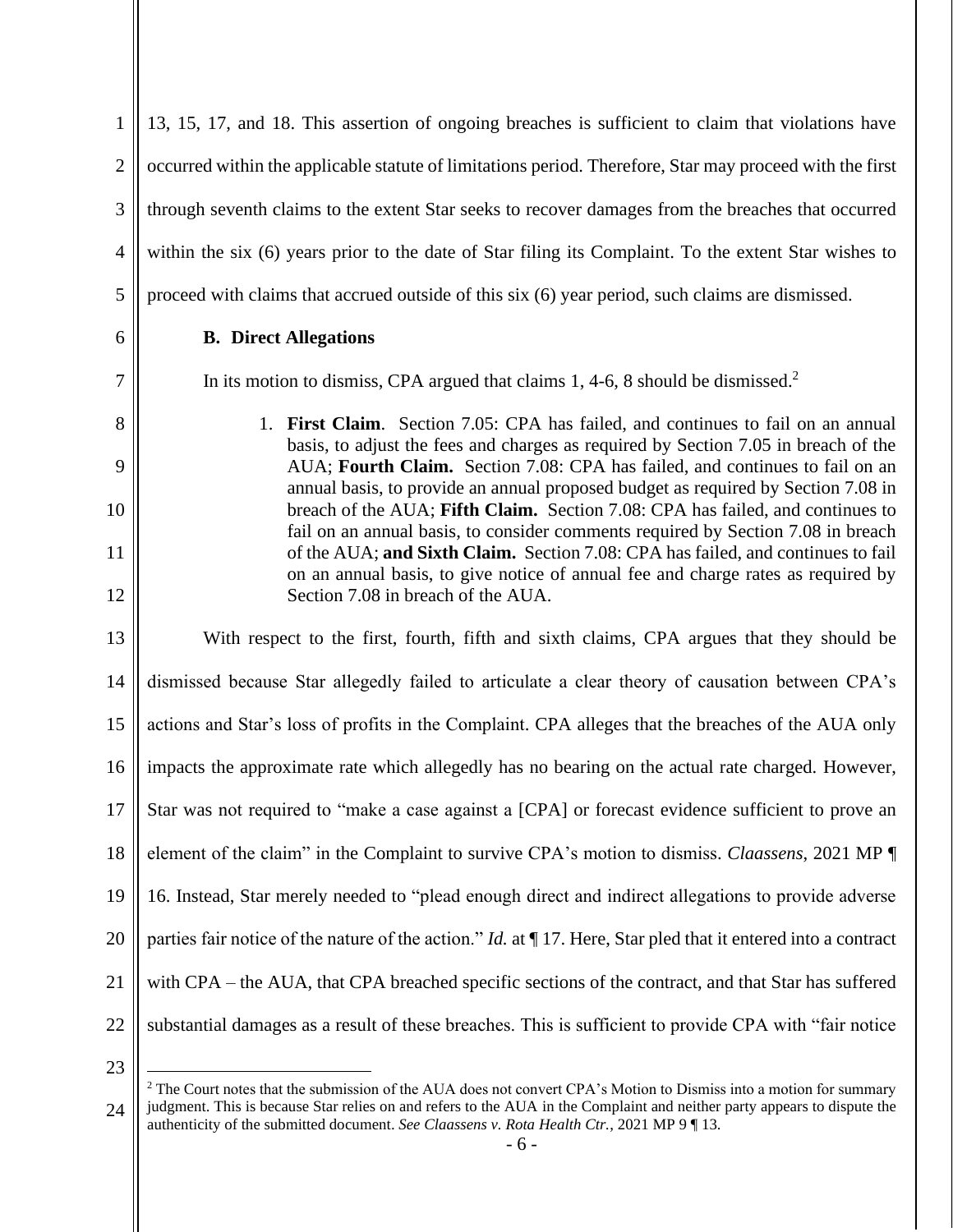13, 15, 17, and 18. This assertion of ongoing breaches is sufficient to claim that violations have occurred within the applicable statute of limitations period. Therefore, Star may proceed with the first through seventh claims to the extent Star seeks to recover damages from the breaches that occurred within the six (6) years prior to the date of Star filing its Complaint. To the extent Star wishes to proceed with claims that accrued outside of this six (6) year period, such claims are dismissed.

**B. Direct Allegations**

In its motion to dismiss, CPA argued that claims 1, 4-6, 8 should be dismissed.[2]

> 1. **First Claim**. Section 7.05: CPA has failed, and continues to fail on an annual basis, to adjust the fees and charges as required by Section 7.05 in breach of the AUA; **Fourth Claim.** Section 7.08: CPA has failed, and continues to fail on an annual basis, to provide an annual proposed budget as required by Section 7.08 in breach of the AUA; **Fifth Claim.** Section 7.08: CPA has failed, and continues to fail on an annual basis, to consider comments required by Section 7.08 in breach of the AUA; **and Sixth Claim.** Section 7.08: CPA has failed, and continues to fail on an annual basis, to give notice of annual fee and charge rates as required by Section 7.08 in breach of the AUA.

With respect to the first, fourth, fifth and sixth claims, CPA argues that they should be dismissed because Star allegedly failed to articulate a clear theory of causation between CPA's actions and Star's loss of profits in the Complaint. CPA alleges that the breaches of the AUA only impacts the approximate rate which allegedly has no bearing on the actual rate charged. However, Star was not required to "make a case against a [CPA] or forecast evidence sufficient to prove an element of the claim" in the Complaint to survive CPA's motion to dismiss. *Claassens*, 2021 MP ¶ 16. Instead, Star merely needed to "plead enough direct and indirect allegations to provide adverse parties fair notice of the nature of the action." *Id.* at ¶ 17. Here, Star pled that it entered into a contract with CPA – the AUA, that CPA breached specific sections of the contract, and that Star has suffered substantial damages as a result of these breaches. This is sufficient to provide CPA with "fair notice

---

[2] The Court notes that the submission of the AUA does not convert CPA's Motion to Dismiss into a motion for summary judgment. This is because Star relies on and refers to the AUA in the Complaint and neither party appears to dispute the authenticity of the submitted document. *See Claassens v. Rota Health Ctr.*, 2021 MP 9 ¶ 13.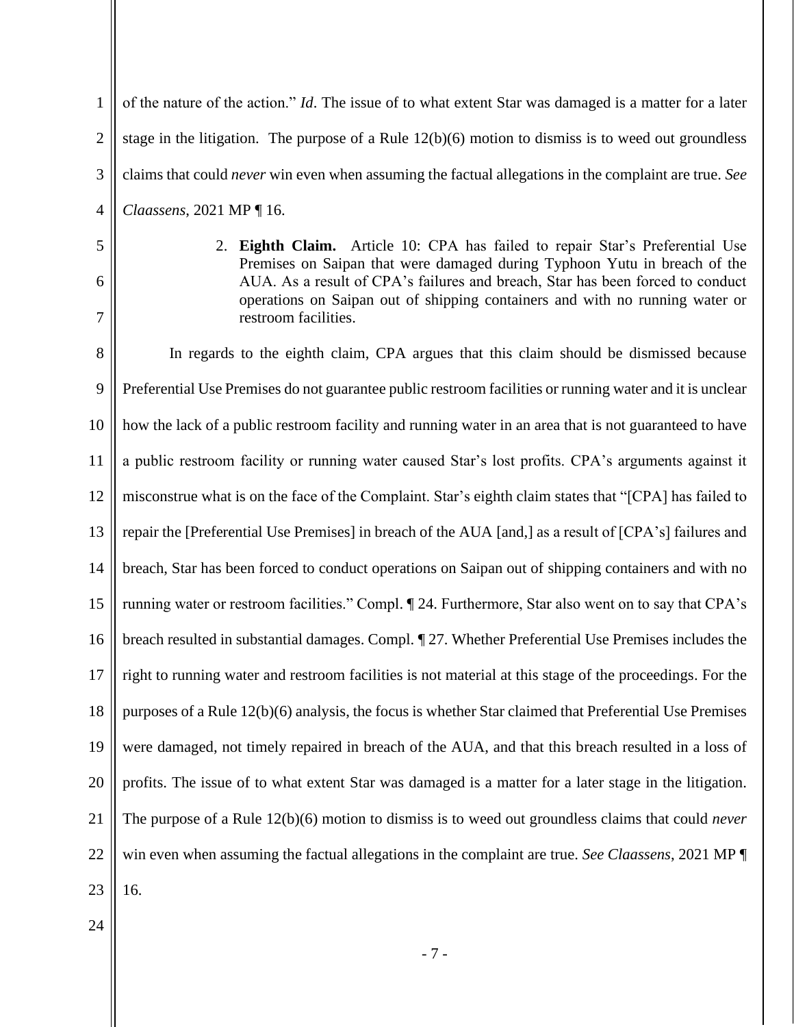of the nature of the action." *Id*. The issue of to what extent Star was damaged is a matter for a later stage in the litigation. The purpose of a Rule 12(b)(6) motion to dismiss is to weed out groundless claims that could *never* win even when assuming the factual allegations in the complaint are true. *See Claassens*, 2021 MP ¶ 16.

2. **Eighth Claim.** Article 10: CPA has failed to repair Star's Preferential Use Premises on Saipan that were damaged during Typhoon Yutu in breach of the AUA. As a result of CPA's failures and breach, Star has been forced to conduct operations on Saipan out of shipping containers and with no running water or restroom facilities.

In regards to the eighth claim, CPA argues that this claim should be dismissed because Preferential Use Premises do not guarantee public restroom facilities or running water and it is unclear how the lack of a public restroom facility and running water in an area that is not guaranteed to have a public restroom facility or running water caused Star's lost profits. CPA's arguments against it misconstrue what is on the face of the Complaint. Star's eighth claim states that "[CPA] has failed to repair the [Preferential Use Premises] in breach of the AUA [and,] as a result of [CPA's] failures and breach, Star has been forced to conduct operations on Saipan out of shipping containers and with no running water or restroom facilities." Compl. ¶ 24. Furthermore, Star also went on to say that CPA's breach resulted in substantial damages. Compl. ¶ 27. Whether Preferential Use Premises includes the right to running water and restroom facilities is not material at this stage of the proceedings. For the purposes of a Rule 12(b)(6) analysis, the focus is whether Star claimed that Preferential Use Premises were damaged, not timely repaired in breach of the AUA, and that this breach resulted in a loss of profits. The issue of to what extent Star was damaged is a matter for a later stage in the litigation. The purpose of a Rule 12(b)(6) motion to dismiss is to weed out groundless claims that could *never* win even when assuming the factual allegations in the complaint are true. *See Claassens*, 2021 MP ¶ 16.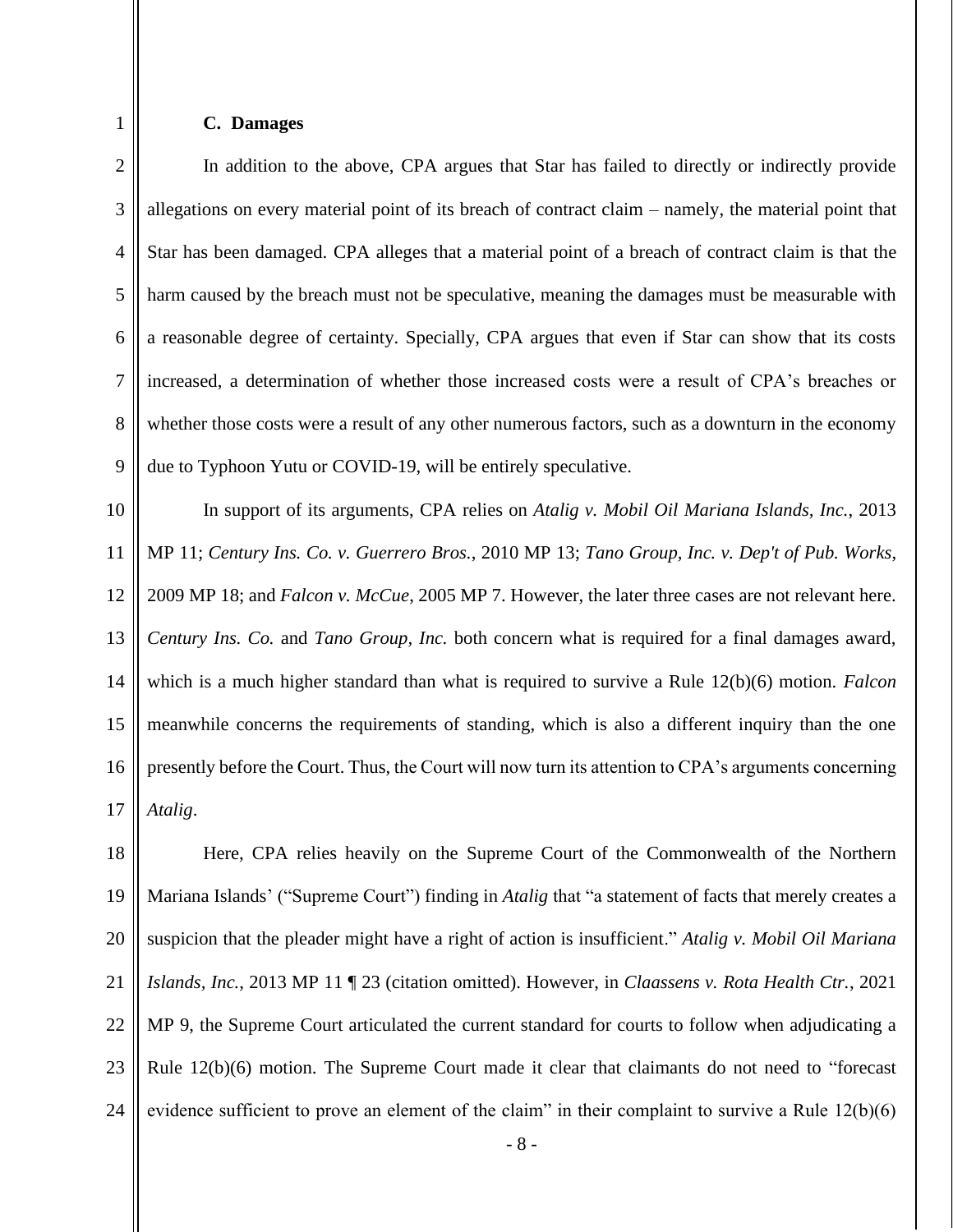### C. Damages

In addition to the above, CPA argues that Star has failed to directly or indirectly provide allegations on every material point of its breach of contract claim – namely, the material point that Star has been damaged. CPA alleges that a material point of a breach of contract claim is that the harm caused by the breach must not be speculative, meaning the damages must be measurable with a reasonable degree of certainty. Specially, CPA argues that even if Star can show that its costs increased, a determination of whether those increased costs were a result of CPA's breaches or whether those costs were a result of any other numerous factors, such as a downturn in the economy due to Typhoon Yutu or COVID-19, will be entirely speculative.

In support of its arguments, CPA relies on *Atalig v. Mobil Oil Mariana Islands, Inc.*, 2013 MP 11; *Century Ins. Co. v. Guerrero Bros.*, 2010 MP 13; *Tano Group, Inc. v. Dep't of Pub. Works*, 2009 MP 18; and *Falcon v. McCue*, 2005 MP 7. However, the later three cases are not relevant here. *Century Ins. Co.* and *Tano Group, Inc.* both concern what is required for a final damages award, which is a much higher standard than what is required to survive a Rule 12(b)(6) motion. *Falcon* meanwhile concerns the requirements of standing, which is also a different inquiry than the one presently before the Court. Thus, the Court will now turn its attention to CPA's arguments concerning *Atalig*.

Here, CPA relies heavily on the Supreme Court of the Commonwealth of the Northern Mariana Islands' ("Supreme Court") finding in *Atalig* that "a statement of facts that merely creates a suspicion that the pleader might have a right of action is insufficient." *Atalig v. Mobil Oil Mariana Islands, Inc.*, 2013 MP 11 ¶ 23 (citation omitted). However, in *Claassens v. Rota Health Ctr.*, 2021 MP 9, the Supreme Court articulated the current standard for courts to follow when adjudicating a Rule 12(b)(6) motion. The Supreme Court made it clear that claimants do not need to "forecast evidence sufficient to prove an element of the claim" in their complaint to survive a Rule 12(b)(6)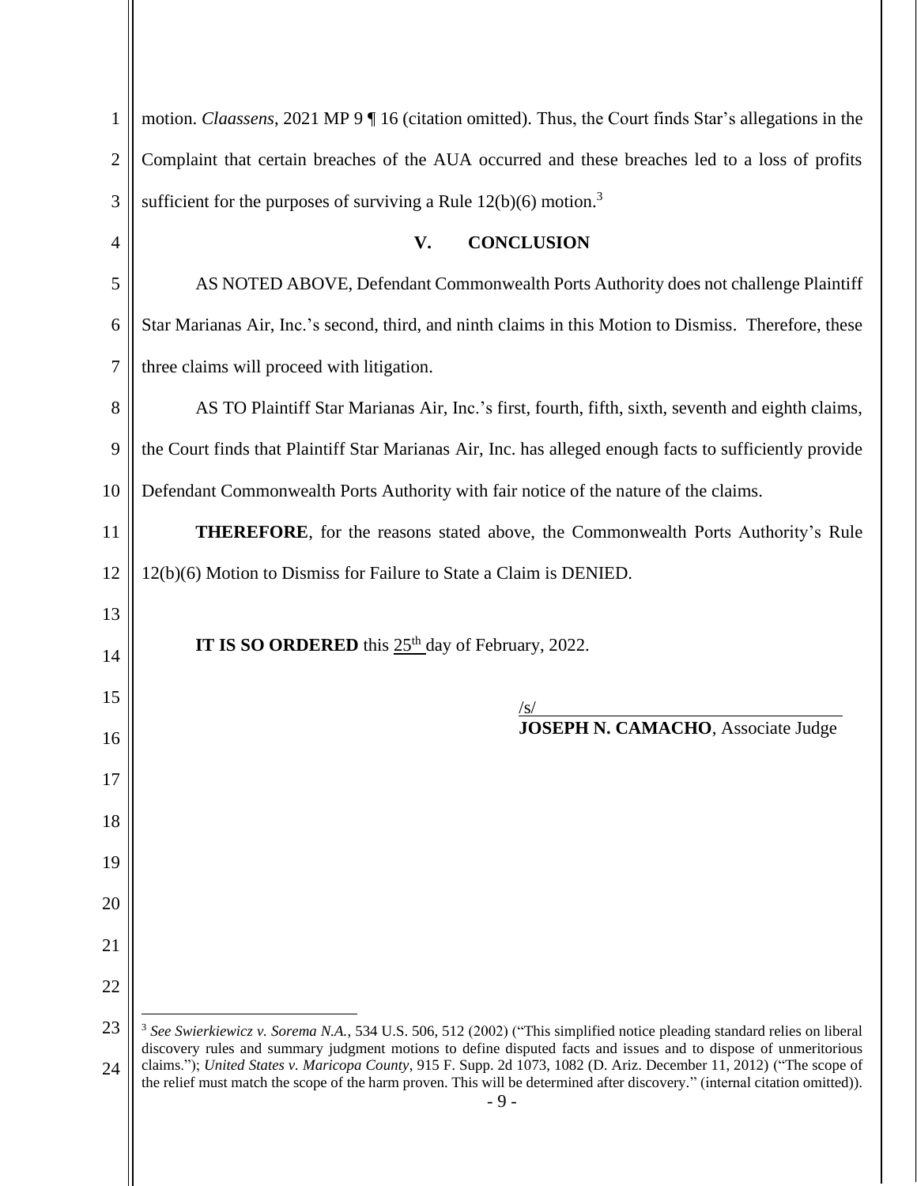motion. *Claassens*, 2021 MP 9 ¶ 16 (citation omitted). Thus, the Court finds Star's allegations in the Complaint that certain breaches of the AUA occurred and these breaches led to a loss of profits sufficient for the purposes of surviving a Rule 12(b)(6) motion.[3]

## V. CONCLUSION

AS NOTED ABOVE, Defendant Commonwealth Ports Authority does not challenge Plaintiff Star Marianas Air, Inc.'s second, third, and ninth claims in this Motion to Dismiss. Therefore, these three claims will proceed with litigation.

AS TO Plaintiff Star Marianas Air, Inc.'s first, fourth, fifth, sixth, seventh and eighth claims, the Court finds that Plaintiff Star Marianas Air, Inc. has alleged enough facts to sufficiently provide Defendant Commonwealth Ports Authority with fair notice of the nature of the claims.

**THEREFORE**, for the reasons stated above, the Commonwealth Ports Authority's Rule 12(b)(6) Motion to Dismiss for Failure to State a Claim is DENIED.

**IT IS SO ORDERED** this 25th day of February, 2022.

/s/
**JOSEPH N. CAMACHO**, Associate Judge

---

[3] *See Swierkiewicz v. Sorema N.A.*, 534 U.S. 506, 512 (2002) ("This simplified notice pleading standard relies on liberal discovery rules and summary judgment motions to define disputed facts and issues and to dispose of unmeritorious claims."); *United States v. Maricopa County*, 915 F. Supp. 2d 1073, 1082 (D. Ariz. December 11, 2012) ("The scope of the relief must match the scope of the harm proven. This will be determined after discovery." (internal citation omitted)).